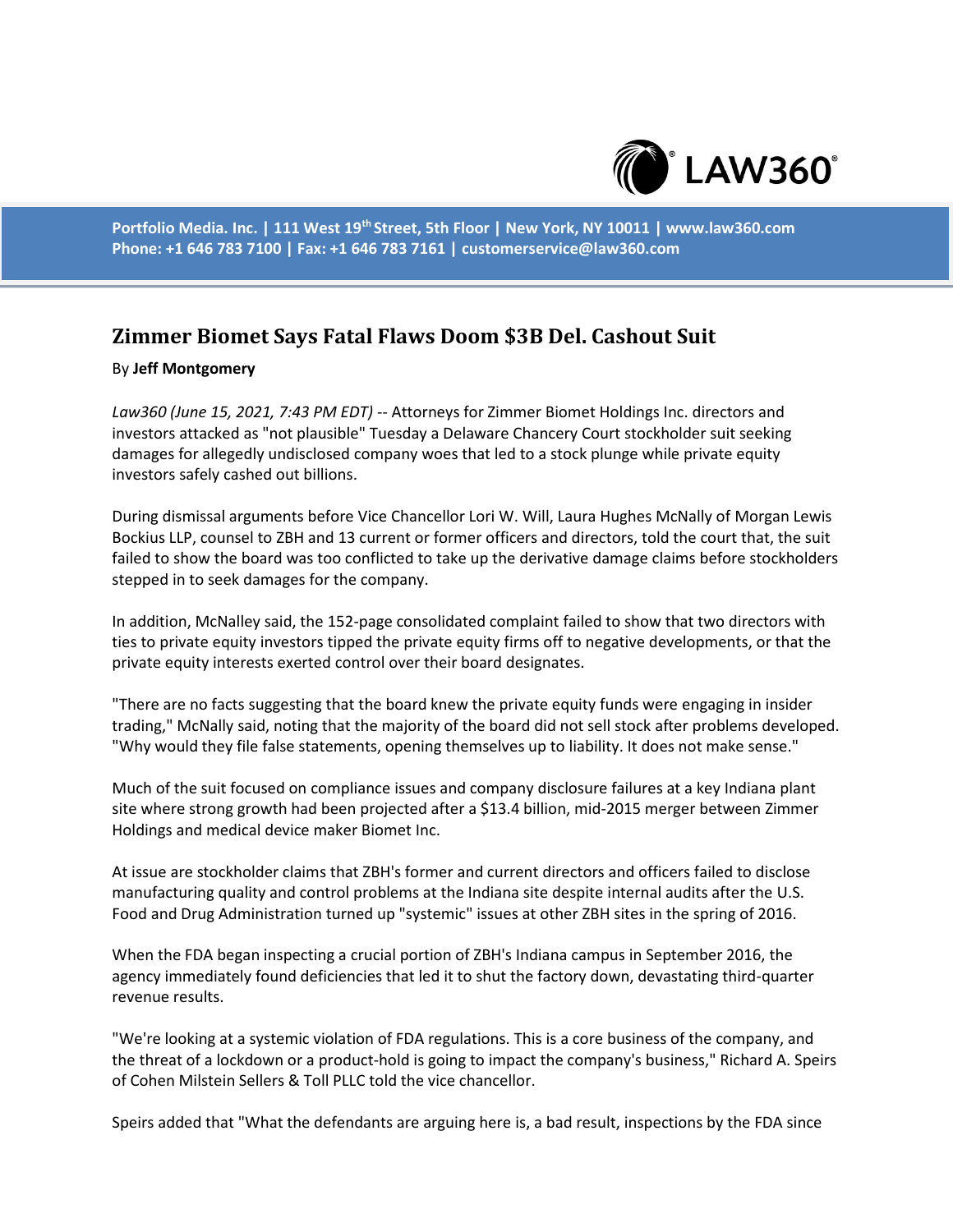Portfolio Media. Inc. | 111 West 19th Street, 5th Floor | New York, NY 10011 | www.law360.com
Phone: +1 646 783 7100 | Fax: +1 646 783 7161 | customerservice@law360.com

# Zimmer Biomet Says Fatal Flaws Doom $3B Del. Cashout Suit

By **Jeff Montgomery**

*Law360 (June 15, 2021, 7:43 PM EDT)* -- Attorneys for Zimmer Biomet Holdings Inc. directors and investors attacked as "not plausible" Tuesday a Delaware Chancery Court stockholder suit seeking damages for allegedly undisclosed company woes that led to a stock plunge while private equity investors safely cashed out billions.

During dismissal arguments before Vice Chancellor Lori W. Will, Laura Hughes McNally of Morgan Lewis Bockius LLP, counsel to ZBH and 13 current or former officers and directors, told the court that, the suit failed to show the board was too conflicted to take up the derivative damage claims before stockholders stepped in to seek damages for the company.

In addition, McNalley said, the 152-page consolidated complaint failed to show that two directors with ties to private equity investors tipped the private equity firms off to negative developments, or that the private equity interests exerted control over their board designates.

"There are no facts suggesting that the board knew the private equity funds were engaging in insider trading," McNally said, noting that the majority of the board did not sell stock after problems developed. "Why would they file false statements, opening themselves up to liability. It does not make sense."

Much of the suit focused on compliance issues and company disclosure failures at a key Indiana plant site where strong growth had been projected after a $13.4 billion, mid-2015 merger between Zimmer Holdings and medical device maker Biomet Inc.

At issue are stockholder claims that ZBH's former and current directors and officers failed to disclose manufacturing quality and control problems at the Indiana site despite internal audits after the U.S. Food and Drug Administration turned up "systemic" issues at other ZBH sites in the spring of 2016.

When the FDA began inspecting a crucial portion of ZBH's Indiana campus in September 2016, the agency immediately found deficiencies that led it to shut the factory down, devastating third-quarter revenue results.

"We're looking at a systemic violation of FDA regulations. This is a core business of the company, and the threat of a lockdown or a product-hold is going to impact the company's business," Richard A. Speirs of Cohen Milstein Sellers & Toll PLLC told the vice chancellor.

Speirs added that "What the defendants are arguing here is, a bad result, inspections by the FDA since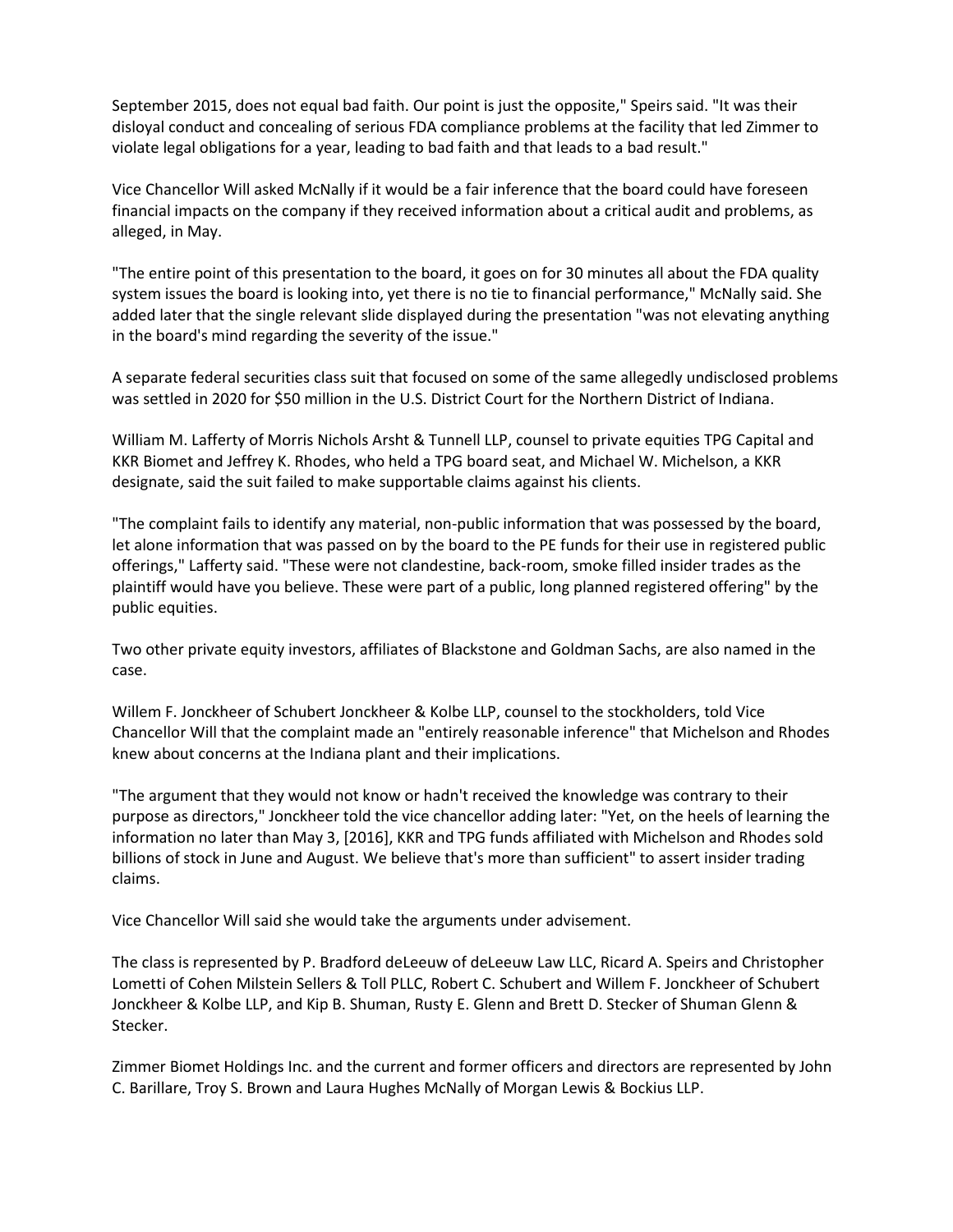September 2015, does not equal bad faith. Our point is just the opposite," Speirs said. "It was their disloyal conduct and concealing of serious FDA compliance problems at the facility that led Zimmer to violate legal obligations for a year, leading to bad faith and that leads to a bad result."

Vice Chancellor Will asked McNally if it would be a fair inference that the board could have foreseen financial impacts on the company if they received information about a critical audit and problems, as alleged, in May.

"The entire point of this presentation to the board, it goes on for 30 minutes all about the FDA quality system issues the board is looking into, yet there is no tie to financial performance," McNally said. She added later that the single relevant slide displayed during the presentation "was not elevating anything in the board's mind regarding the severity of the issue."

A separate federal securities class suit that focused on some of the same allegedly undisclosed problems was settled in 2020 for $50 million in the U.S. District Court for the Northern District of Indiana.

William M. Lafferty of Morris Nichols Arsht & Tunnell LLP, counsel to private equities TPG Capital and KKR Biomet and Jeffrey K. Rhodes, who held a TPG board seat, and Michael W. Michelson, a KKR designate, said the suit failed to make supportable claims against his clients.

"The complaint fails to identify any material, non-public information that was possessed by the board, let alone information that was passed on by the board to the PE funds for their use in registered public offerings," Lafferty said. "These were not clandestine, back-room, smoke filled insider trades as the plaintiff would have you believe. These were part of a public, long planned registered offering" by the public equities.

Two other private equity investors, affiliates of Blackstone and Goldman Sachs, are also named in the case.

Willem F. Jonckheer of Schubert Jonckheer & Kolbe LLP, counsel to the stockholders, told Vice Chancellor Will that the complaint made an "entirely reasonable inference" that Michelson and Rhodes knew about concerns at the Indiana plant and their implications.

"The argument that they would not know or hadn't received the knowledge was contrary to their purpose as directors," Jonckheer told the vice chancellor adding later: "Yet, on the heels of learning the information no later than May 3, [2016], KKR and TPG funds affiliated with Michelson and Rhodes sold billions of stock in June and August. We believe that's more than sufficient" to assert insider trading claims.

Vice Chancellor Will said she would take the arguments under advisement.

The class is represented by P. Bradford deLeeuw of deLeeuw Law LLC, Ricard A. Speirs and Christopher Lometti of Cohen Milstein Sellers & Toll PLLC, Robert C. Schubert and Willem F. Jonckheer of Schubert Jonckheer & Kolbe LLP, and Kip B. Shuman, Rusty E. Glenn and Brett D. Stecker of Shuman Glenn & Stecker.

Zimmer Biomet Holdings Inc. and the current and former officers and directors are represented by John C. Barillare, Troy S. Brown and Laura Hughes McNally of Morgan Lewis & Bockius LLP.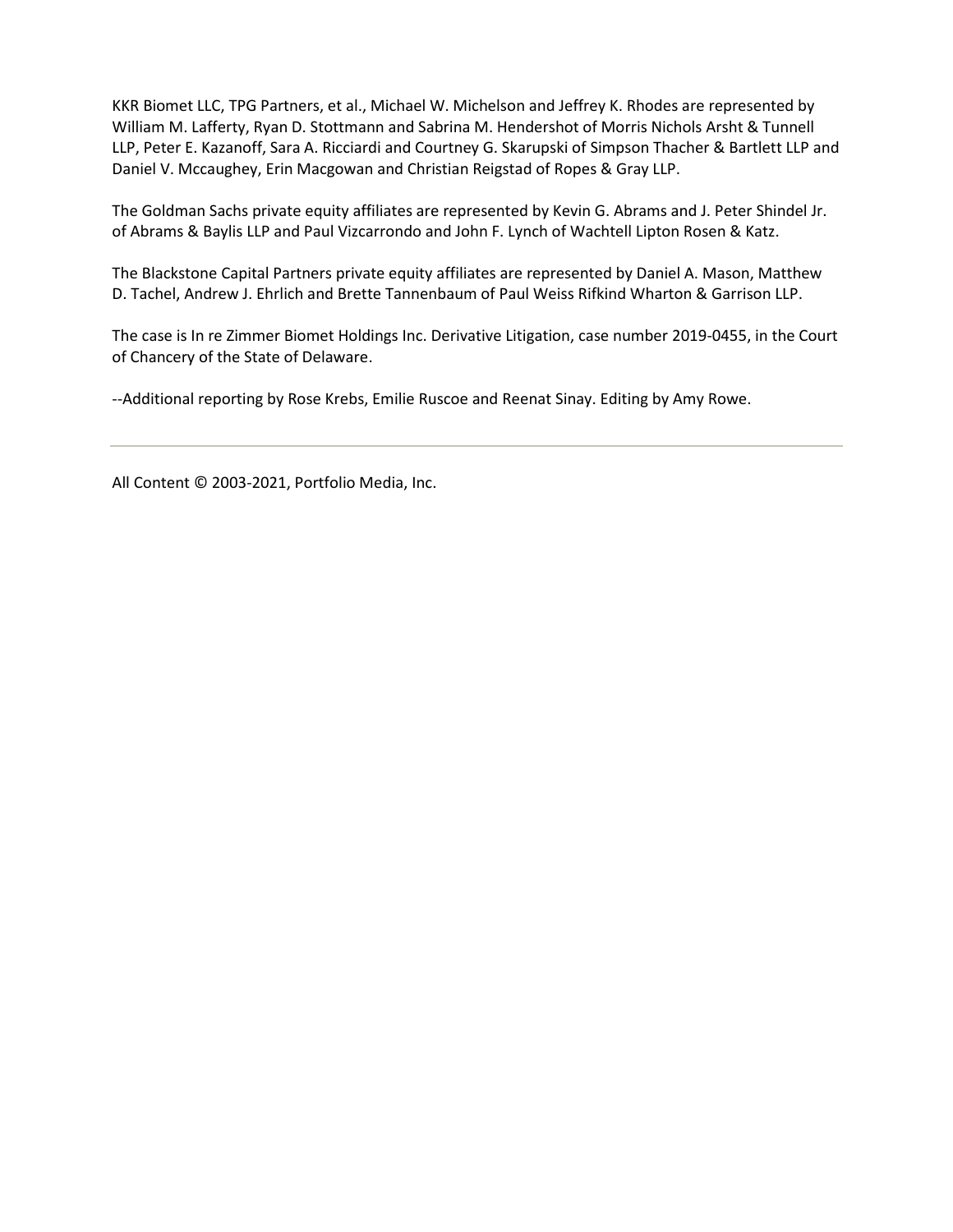KKR Biomet LLC, TPG Partners, et al., Michael W. Michelson and Jeffrey K. Rhodes are represented by William M. Lafferty, Ryan D. Stottmann and Sabrina M. Hendershot of Morris Nichols Arsht & Tunnell LLP, Peter E. Kazanoff, Sara A. Ricciardi and Courtney G. Skarupski of Simpson Thacher & Bartlett LLP and Daniel V. Mccaughey, Erin Macgowan and Christian Reigstad of Ropes & Gray LLP.

The Goldman Sachs private equity affiliates are represented by Kevin G. Abrams and J. Peter Shindel Jr. of Abrams & Baylis LLP and Paul Vizcarrondo and John F. Lynch of Wachtell Lipton Rosen & Katz.

The Blackstone Capital Partners private equity affiliates are represented by Daniel A. Mason, Matthew D. Tachel, Andrew J. Ehrlich and Brette Tannenbaum of Paul Weiss Rifkind Wharton & Garrison LLP.

The case is In re Zimmer Biomet Holdings Inc. Derivative Litigation, case number 2019-0455, in the Court of Chancery of the State of Delaware.

--Additional reporting by Rose Krebs, Emilie Ruscoe and Reenat Sinay. Editing by Amy Rowe.

---

All Content © 2003-2021, Portfolio Media, Inc.